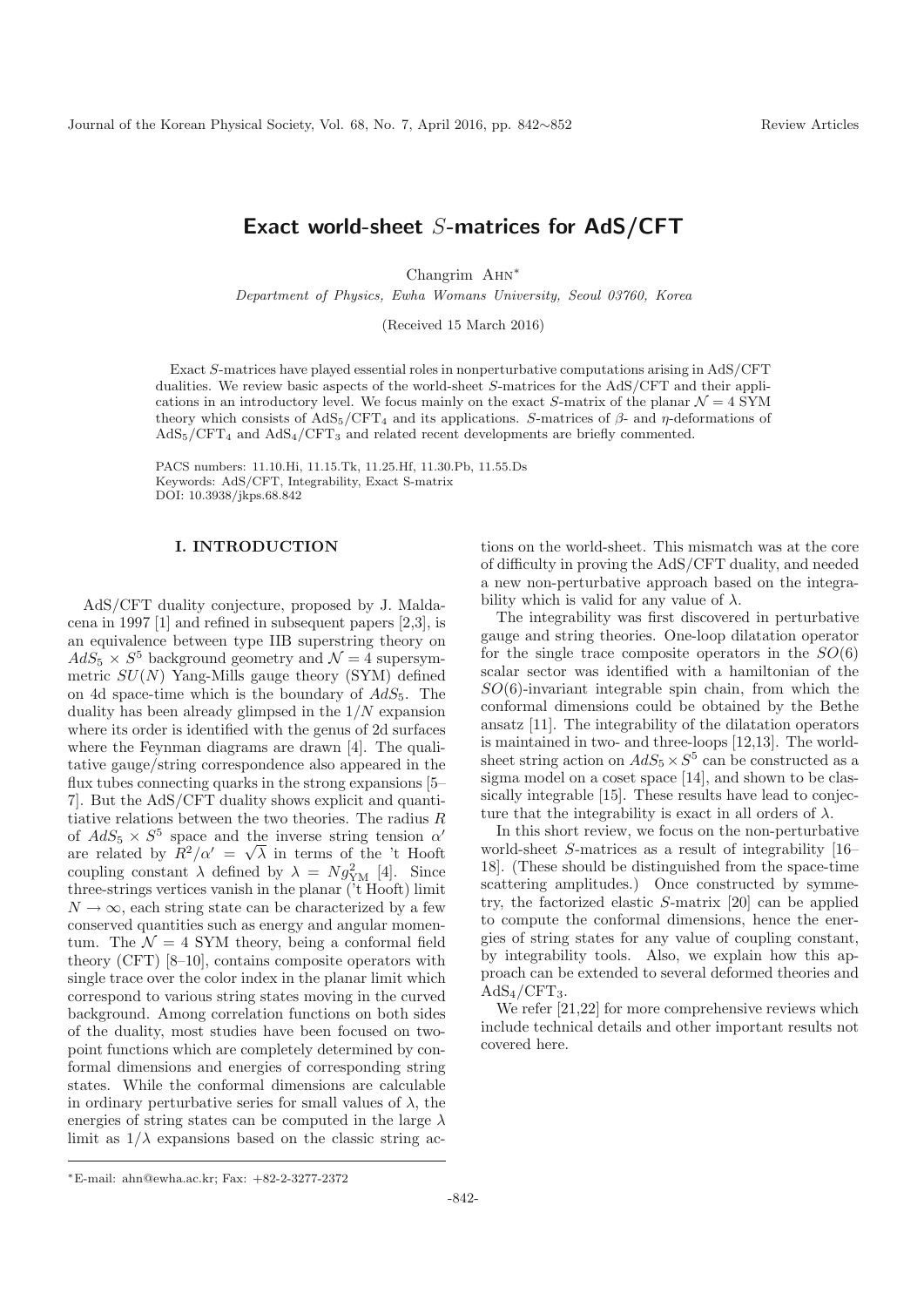# Exact world-sheet $S$-matrices for AdS/CFT

Changrim AHN*

*Department of Physics, Ewha Womans University, Seoul 03760, Korea*

(Received 15 March 2016)

Exact $S$-matrices have played essential roles in nonperturbative computations arising in AdS/CFT dualities. We review basic aspects of the world-sheet $S$-matrices for the AdS/CFT and their applications in an introductory level. We focus mainly on the exact $S$-matrix of the planar $\mathcal{N}=4$ SYM theory which consists of AdS$_5$/CFT$_4$ and its applications. $S$-matrices of $\beta$- and $\eta$-deformations of AdS$_5$/CFT$_4$ and AdS$_4$/CFT$_3$ and related recent developments are briefly commented.

PACS numbers: 11.10.Hi, 11.15.Tk, 11.25.Hf, 11.30.Pb, 11.55.Ds
Keywords: AdS/CFT, Integrability, Exact S-matrix
DOI: 10.3938/jkps.68.842

## I. INTRODUCTION

AdS/CFT duality conjecture, proposed by J. Maldacena in 1997 [1] and refined in subsequent papers [2,3], is an equivalence between type IIB superstring theory on $AdS_5 \times S^5$ background geometry and $\mathcal{N}=4$ supersymmetric $SU(N)$ Yang-Mills gauge theory (SYM) defined on 4d space-time which is the boundary of $AdS_5$. The duality has been already glimpsed in the $1/N$ expansion where its order is identified with the genus of 2d surfaces where the Feynman diagrams are drawn [4]. The qualitative gauge/string correspondence also appeared in the flux tubes connecting quarks in the strong expansions [5–7]. But the AdS/CFT duality shows explicit and quantitiative relations between the two theories. The radius $R$ of $AdS_5 \times S^5$ space and the inverse string tension $\alpha'$ are related by $R^2/\alpha' = \sqrt{\lambda}$ in terms of the 't Hooft coupling constant $\lambda$ defined by $\lambda = N g_{\rm YM}^2$ [4]. Since three-strings vertices vanish in the planar ('t Hooft) limit $N \to \infty$, each string state can be characterized by a few conserved quantities such as energy and angular momentum. The $\mathcal{N}=4$ SYM theory, being a conformal field theory (CFT) [8–10], contains composite operators with single trace over the color index in the planar limit which correspond to various string states moving in the curved background. Among correlation functions on both sides of the duality, most studies have been focused on two-point functions which are completely determined by conformal dimensions and energies of corresponding string states. While the conformal dimensions are calculable in ordinary perturbative series for small values of $\lambda$, the energies of string states can be computed in the large $\lambda$ limit as $1/\lambda$ expansions based on the classic string actions on the world-sheet. This mismatch was at the core of difficulty in proving the AdS/CFT duality, and needed a new non-perturbative approach based on the integrability which is valid for any value of $\lambda$.

The integrability was first discovered in perturbative gauge and string theories. One-loop dilatation operator for the single trace composite operators in the $SO(6)$ scalar sector was identified with a hamiltonian of the $SO(6)$-invariant integrable spin chain, from which the conformal dimensions could be obtained by the Bethe ansatz [11]. The integrability of the dilatation operators is maintained in two- and three-loops [12,13]. The world-sheet string action on $AdS_5 \times S^5$ can be constructed as a sigma model on a coset space [14], and shown to be classically integrable [15]. These results have lead to conjecture that the integrability is exact in all orders of $\lambda$.

In this short review, we focus on the non-perturbative world-sheet $S$-matrices as a result of integrability [16–18]. (These should be distinguished from the space-time scattering amplitudes.) Once constructed by symmetry, the factorized elastic $S$-matrix [20] can be applied to compute the conformal dimensions, hence the energies of string states for any value of coupling constant, by integrability tools. Also, we explain how this approach can be extended to several deformed theories and AdS$_4$/CFT$_3$.

We refer [21,22] for more comprehensive reviews which include technical details and other important results not covered here.

---

*E-mail: ahn@ewha.ac.kr; Fax: +82-2-3277-2372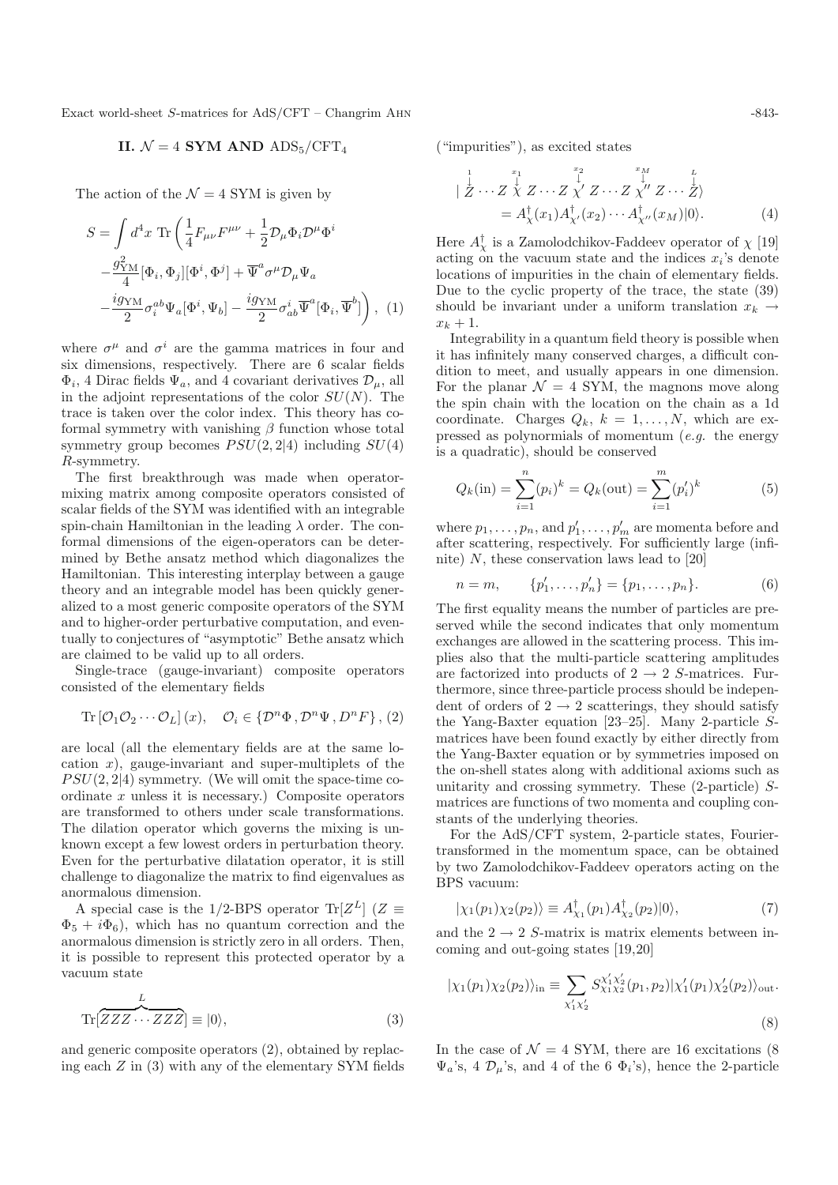## II. $\mathcal{N}=4$ SYM AND $\mathrm{ADS}_5/\mathrm{CFT}_4$

The action of the $\mathcal{N}=4$ SYM is given by

$$
\begin{aligned}
S = \int d^4x \; \mathrm{Tr}\bigg(&\frac{1}{4}F_{\mu\nu}F^{\mu\nu} + \frac{1}{2}\mathcal{D}_\mu\Phi_i\mathcal{D}^\mu\Phi^i \\
&-\frac{g_{\mathrm{YM}}^2}{4}[\Phi_i,\Phi_j][\Phi^i,\Phi^j] + \overline{\Psi}^a\sigma^\mu\mathcal{D}_\mu\Psi_a \\
&-\frac{ig_{\mathrm{YM}}}{2}\sigma_i^{ab}\Psi_a[\Phi^i,\Psi_b] - \frac{ig_{\mathrm{YM}}}{2}\sigma^i_{ab}\overline{\Psi}^a[\Phi_i,\overline{\Psi}^b]\bigg), \quad (1)
\end{aligned}
$$

where $\sigma^\mu$ and $\sigma^i$ are the gamma matrices in four and six dimensions, respectively. There are 6 scalar fields $\Phi_i$, 4 Dirac fields $\Psi_a$, and 4 covariant derivatives $\mathcal{D}_\mu$, all in the adjoint representations of the color $SU(N)$. The trace is taken over the color index. This theory has coformal symmetry with vanishing $\beta$ function whose total symmetry group becomes $PSU(2,2|4)$ including $SU(4)$ $R$-symmetry.

The first breakthrough was made when operator-mixing matrix among composite operators consisted of scalar fields of the SYM was identified with an integrable spin-chain Hamiltonian in the leading $\lambda$ order. The conformal dimensions of the eigen-operators can be determined by Bethe ansatz method which diagonalizes the Hamiltonian. This interesting interplay between a gauge theory and an integrable model has been quickly generalized to a most generic composite operators of the SYM and to higher-order perturbative computation, and eventually to conjectures of "asymptotic" Bethe ansatz which are claimed to be valid up to all orders.

Single-trace (gauge-invariant) composite operators consisted of the elementary fields

$$
\mathrm{Tr}\left[\mathcal{O}_1\mathcal{O}_2\cdots\mathcal{O}_L\right](x), \quad \mathcal{O}_i \in \{\mathcal{D}^n\Phi\,,\mathcal{D}^n\Psi\,,\mathcal{D}^nF\}\,, \quad (2)
$$

are local (all the elementary fields are at the same location $x$), gauge-invariant and super-multiplets of the $PSU(2,2|4)$ symmetry. (We will omit the space-time coordinate $x$ unless it is necessary.) Composite operators are transformed to others under scale transformations. The dilation operator which governs the mixing is unknown except a few lowest orders in perturbation theory. Even for the perturbative dilatation operator, it is still challenge to diagonalize the matrix to find eigenvalues as anormalous dimension.

A special case is the 1/2-BPS operator $\mathrm{Tr}[Z^L]$ ($Z \equiv \Phi_5 + i\Phi_6$), which has no quantum correction and the anormalous dimension is strictly zero in all orders. Then, it is possible to represent this protected operator by a vacuum state

$$
\mathrm{Tr}[\overbrace{ZZZ\cdots ZZZ}^{L}] \equiv |0\rangle, \quad (3)
$$

and generic composite operators (2), obtained by replacing each $Z$ in (3) with any of the elementary SYM fields ("impurities"), as excited states

$$
\begin{aligned}
&|\overset{1}{\underset{\downarrow}{\phantom{Z}}}\!\!\!\! Z\cdots Z\overset{x_1}{\underset{\downarrow}{\phantom{\chi}}}\!\!\!\chi\, Z\cdots Z\overset{x_2}{\underset{\downarrow}{\phantom{\chi}}}\!\!\!\chi'\, Z\cdots Z\overset{x_M}{\underset{\downarrow}{\phantom{\chi}}}\!\!\!\chi''\, Z\cdots \overset{L}{\underset{\downarrow}{\phantom{Z}}}\!\!\!\! Z\rangle \\
&\quad = A^\dagger_\chi(x_1)A^\dagger_{\chi'}(x_2)\cdots A^\dagger_{\chi''}(x_M)|0\rangle. \quad (4)
\end{aligned}
$$

Here $A^\dagger_\chi$ is a Zamolodchikov-Faddeev operator of $\chi$ [19] acting on the vacuum state and the indices $x_i$'s denote locations of impurities in the chain of elementary fields. Due to the cyclic property of the trace, the state (39) should be invariant under a uniform translation $x_k \to x_k+1$.

Integrability in a quantum field theory is possible when it has infinitely many conserved charges, a difficult condition to meet, and usually appears in one dimension. For the planar $\mathcal{N}=4$ SYM, the magnons move along the spin chain with the location on the chain as a 1d coordinate. Charges $Q_k$, $k=1,\ldots,N$, which are expressed as polynormials of momentum (*e.g.* the energy is a quadratic), should be conserved

$$
Q_k(\mathrm{in}) = \sum_{i=1}^{n}(p_i)^k = Q_k(\mathrm{out}) = \sum_{i=1}^{m}(p'_i)^k \quad (5)
$$

where $p_1,\ldots,p_n$, and $p'_1,\ldots,p'_m$ are momenta before and after scattering, respectively. For sufficiently large (infinite) $N$, these conservation laws lead to [20]

$$
n = m, \qquad \{p'_1,\ldots,p'_n\} = \{p_1,\ldots,p_n\}. \quad (6)
$$

The first equality means the number of particles are preserved while the second indicates that only momentum exchanges are allowed in the scattering process. This implies also that the multi-particle scattering amplitudes are factorized into products of $2\to 2$ $S$-matrices. Furthermore, since three-particle process should be independent of orders of $2\to 2$ scatterings, they should satisfy the Yang-Baxter equation [23–25]. Many 2-particle $S$-matrices have been found exactly by either directly from the Yang-Baxter equation or by symmetries imposed on the on-shell states along with additional axioms such as unitarity and crossing symmetry. These (2-particle) $S$-matrices are functions of two momenta and coupling constants of the underlying theories.

For the AdS/CFT system, 2-particle states, Fourier-transformed in the momentum space, can be obtained by two Zamolodchikov-Faddeev operators acting on the BPS vacuum:

$$
|\chi_1(p_1)\chi_2(p_2)\rangle \equiv A^\dagger_{\chi_1}(p_1)A^\dagger_{\chi_2}(p_2)|0\rangle, \quad (7)
$$

and the $2\to 2$ $S$-matrix is matrix elements between incoming and out-going states [19,20]

$$
|\chi_1(p_1)\chi_2(p_2)\rangle_{\mathrm{in}} \equiv \sum_{\chi'_1\chi'_2} S^{\chi'_1\chi'_2}_{\chi_1\chi_2}(p_1,p_2)|\chi'_1(p_1)\chi'_2(p_2)\rangle_{\mathrm{out}}. \quad (8)
$$

In the case of $\mathcal{N}=4$ SYM, there are 16 excitations (8 $\Psi_a$'s, 4 $\mathcal{D}_\mu$'s, and 4 of the 6 $\Phi_i$'s), hence the 2-particle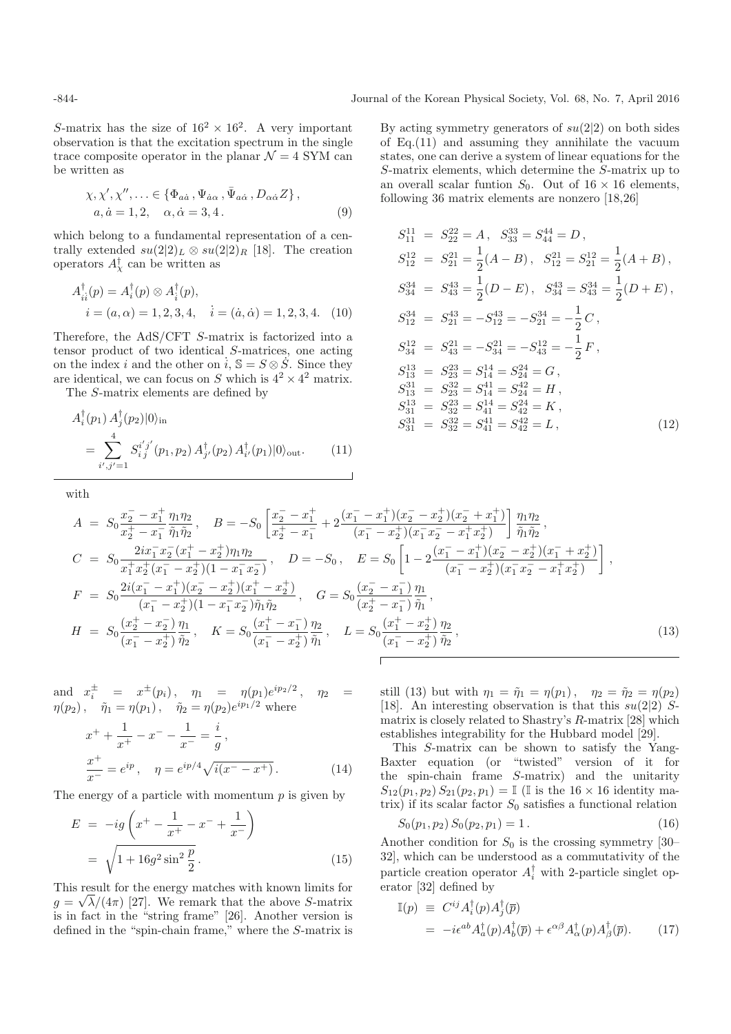$S$-matrix has the size of $16^2 \times 16^2$. A very important observation is that the excitation spectrum in the single trace composite operator in the planar $\mathcal{N}=4$ SYM can be written as

$$\chi, \chi', \chi'', \ldots \in \{\Phi_{a\dot{a}}\,, \Psi_{\dot{a}\alpha}\,, \bar{\Psi}_{a\dot{\alpha}}\,, D_{\alpha\dot{\alpha}}Z\}\,,$$
$$a, \dot{a} = 1, 2, \quad \alpha, \dot{\alpha} = 3, 4\,. \tag{9}$$

which belong to a fundamental representation of a centrally extended $su(2|2)_L \otimes su(2|2)_R$ [18]. The creation operators $A^\dagger_\chi$ can be written as

$$A^\dagger_{i\dot{i}}(p) = A^\dagger_i(p) \otimes A^\dagger_{\dot{i}}(p),$$
$$i = (a, \alpha) = 1, 2, 3, 4, \quad \dot{i} = (\dot{a}, \dot{\alpha}) = 1, 2, 3, 4. \tag{10}$$

Therefore, the AdS/CFT $S$-matrix is factorized into a tensor product of two identical $S$-matrices, one acting on the index $i$ and the other on $\dot{i}$, $\mathbb{S} = S \otimes \dot{S}$. Since they are identical, we can focus on $S$ which is $4^2 \times 4^2$ matrix.

The $S$-matrix elements are defined by

$$A^\dagger_i(p_1)\, A^\dagger_j(p_2)|0\rangle_{\rm in} = \sum_{i',j'=1}^{4} S_{i\,j}^{i'j'}(p_1, p_2)\, A^\dagger_{j'}(p_2)\, A^\dagger_{i'}(p_1)|0\rangle_{\rm out}. \tag{11}$$

By acting symmetry generators of $su(2|2)$ on both sides of Eq.(11) and assuming they annihilate the vacuum states, one can derive a system of linear equations for the $S$-matrix elements, which determine the $S$-matrix up to an overall scalar funtion $S_0$. Out of $16 \times 16$ elements, following 36 matrix elements are nonzero [18,26]

$$
\begin{aligned}
S_{11}^{11} &= S_{22}^{22} = A\,, \quad S_{33}^{33} = S_{44}^{44} = D\,,\\
S_{12}^{12} &= S_{21}^{21} = \frac{1}{2}(A - B)\,, \quad S_{12}^{21} = S_{21}^{12} = \frac{1}{2}(A + B)\,,\\
S_{34}^{34} &= S_{43}^{43} = \frac{1}{2}(D - E)\,, \quad S_{34}^{43} = S_{43}^{34} = \frac{1}{2}(D + E)\,,\\
S_{12}^{34} &= S_{21}^{43} = -S_{12}^{43} = -S_{21}^{34} = -\frac{1}{2}\,C\,,\\
S_{34}^{12} &= S_{43}^{21} = -S_{34}^{21} = -S_{43}^{12} = -\frac{1}{2}\,F\,,\\
S_{13}^{13} &= S_{23}^{23} = S_{14}^{14} = S_{24}^{24} = G\,,\\
S_{13}^{31} &= S_{23}^{32} = S_{14}^{41} = S_{24}^{42} = H\,,\\
S_{31}^{13} &= S_{32}^{23} = S_{41}^{14} = S_{42}^{24} = K\,,\\
S_{31}^{31} &= S_{32}^{32} = S_{41}^{41} = S_{42}^{42} = L\,,
\end{aligned}
\tag{12}
$$

with

$$
\begin{aligned}
A &= S_0 \frac{x_2^- - x_1^+}{x_2^+ - x_1^-}\frac{\eta_1\eta_2}{\tilde{\eta}_1\tilde{\eta}_2}\,, \quad B = -S_0\left[\frac{x_2^- - x_1^+}{x_2^+ - x_1^-} + 2\frac{(x_1^- - x_1^+)(x_2^- - x_2^+)(x_2^- + x_1^+)}{(x_1^- - x_2^+)(x_1^- x_2^- - x_1^+ x_2^+)}\right]\frac{\eta_1\eta_2}{\tilde{\eta}_1\tilde{\eta}_2}\,,\\
C &= S_0\frac{2ix_1^- x_2^- (x_1^+ - x_2^+)\eta_1\eta_2}{x_1^+ x_2^+ (x_1^- - x_2^+)(1 - x_1^- x_2^-)}\,, \quad D = -S_0\,, \quad E = S_0\left[1 - 2\frac{(x_1^- - x_1^+)(x_2^- - x_2^+)(x_1^- + x_2^+)}{(x_1^- - x_2^+)(x_1^- x_2^- - x_1^+ x_2^+)}\right],\\
F &= S_0\frac{2i(x_1^- - x_1^+)(x_2^- - x_2^+)(x_1^+ - x_2^+)}{(x_1^- - x_2^+)(1 - x_1^- x_2^-)\tilde{\eta}_1\tilde{\eta}_2}\,, \quad G = S_0\frac{(x_2^- - x_1^-)}{(x_2^+ - x_1^-)}\frac{\eta_1}{\tilde{\eta}_1}\,,\\
H &= S_0\frac{(x_2^+ - x_2^-)}{(x_1^- - x_2^+)}\frac{\eta_1}{\tilde{\eta}_2}\,, \quad K = S_0\frac{(x_1^+ - x_1^-)}{(x_1^- - x_2^+)}\frac{\eta_2}{\tilde{\eta}_1}\,, \quad L = S_0\frac{(x_1^+ - x_2^+)}{(x_1^- - x_2^+)}\frac{\eta_2}{\tilde{\eta}_2}\,,
\end{aligned}
\tag{13}
$$

and $x_i^\pm = x^\pm(p_i)\,, \quad \eta_1 = \eta(p_1)e^{ip_2/2}\,, \quad \eta_2 = \eta(p_2)\,, \quad \tilde{\eta}_1 = \eta(p_1)\,, \quad \tilde{\eta}_2 = \eta(p_2)e^{ip_1/2}$ where

$$x^+ + \frac{1}{x^+} - x^- - \frac{1}{x^-} = \frac{i}{g}\,,$$
$$\frac{x^+}{x^-} = e^{ip}\,, \quad \eta = e^{ip/4}\sqrt{i(x^- - x^+)}\,. \tag{14}$$

The energy of a particle with momentum $p$ is given by

$$
\begin{aligned}
E &= -ig\left(x^+ - \frac{1}{x^+} - x^- + \frac{1}{x^-}\right)\\
&= \sqrt{1 + 16g^2\sin^2\frac{p}{2}}\,.
\end{aligned}
\tag{15}
$$

This result for the energy matches with known limits for $g = \sqrt{\lambda}/(4\pi)$ [27]. We remark that the above $S$-matrix is in fact in the "string frame" [26]. Another version is defined in the "spin-chain frame," where the $S$-matrix is still (13) but with $\eta_1 = \tilde{\eta}_1 = \eta(p_1)\,, \quad \eta_2 = \tilde{\eta}_2 = \eta(p_2)$ [18]. An interesting observation is that this $su(2|2)$ $S$-matrix is closely related to Shastry's $R$-matrix [28] which establishes integrability for the Hubbard model [29].

This $S$-matrix can be shown to satisfy the Yang-Baxter equation (or "twisted" version of it for the spin-chain frame $S$-matrix) and the unitarity $S_{12}(p_1, p_2)\, S_{21}(p_2, p_1) = \mathbb{I}$ ($\mathbb{I}$ is the $16 \times 16$ identity matrix) if its scalar factor $S_0$ satisfies a functional relation

$$S_0(p_1, p_2)\, S_0(p_2, p_1) = 1\,. \tag{16}$$

Another condition for $S_0$ is the crossing symmetry [30–32], which can be understood as a commutativity of the particle creation operator $A^\dagger_i$ with 2-particle singlet operator [32] defined by

$$
\begin{aligned}
\mathbb{I}(p) &\equiv C^{ij} A^\dagger_i(p) A^\dagger_j(\overline{p})\\
&= -i\epsilon^{ab} A^\dagger_a(p) A^\dagger_b(\overline{p}) + \epsilon^{\alpha\beta} A^\dagger_\alpha(p) A^\dagger_\beta(\overline{p}).
\end{aligned}
\tag{17}
$$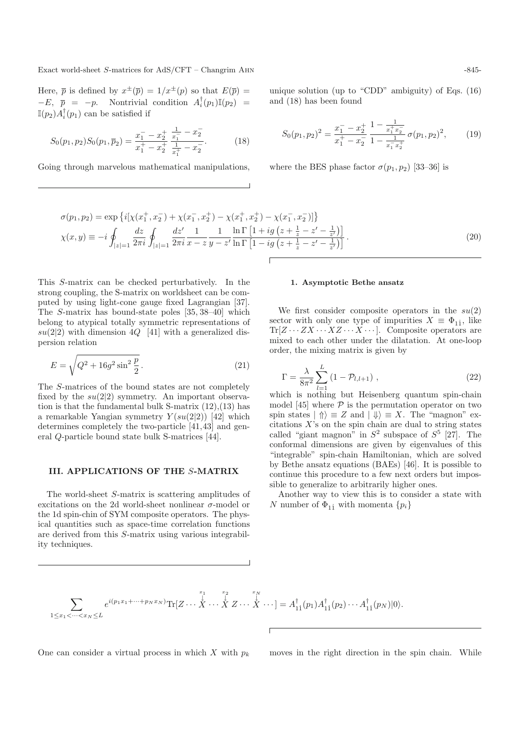Here, $\overline{p}$ is defined by $x^{\pm}(\overline{p}) = 1/x^{\pm}(p)$ so that $E(\overline{p}) = -E$, $\overline{p} = -p$. Nontrivial condition $A_i^{\dagger}(p_1)\mathbb{I}(p_2) = \mathbb{I}(p_2)A_i^{\dagger}(p_1)$ can be satisfied if

$$S_0(p_1,p_2)S_0(p_1,\overline{p}_2) = \frac{x_1^- - x_2^+}{x_1^+ - x_2^+}\,\frac{\frac{1}{x_1^-} - x_2^-}{\frac{1}{x_1^+} - x_2^-}. \tag{18}$$

Going through marvelous mathematical manipulations, unique solution (up to "CDD" ambiguity) of Eqs. (16) and (18) has been found

$$S_0(p_1,p_2)^2 = \frac{x_1^- - x_2^+}{x_1^+ - x_2^-}\,\frac{1-\frac{1}{x_1^+ x_2^-}}{1-\frac{1}{x_1^- x_2^+}}\,\sigma(p_1,p_2)^2, \tag{19}$$

where the BES phase factor $\sigma(p_1,p_2)$ [33–36] is

$$\begin{aligned}
\sigma(p_1,p_2) &= \exp\left\{i[\chi(x_1^+,x_2^-) + \chi(x_1^-,x_2^+) - \chi(x_1^+,x_2^+) - \chi(x_1^-,x_2^-)]\right\}\\
\chi(x,y) &\equiv -i\oint_{|z|=1}\frac{dz}{2\pi i}\oint_{|z|=1}\frac{dz'}{2\pi i}\frac{1}{x-z}\frac{1}{y-z'}\frac{\ln\Gamma\left[1+ig\left(z+\frac{1}{z}-z'-\frac{1}{z'}\right)\right]}{\ln\Gamma\left[1-ig\left(z+\frac{1}{z}-z'-\frac{1}{z'}\right)\right]}.
\end{aligned} \tag{20}$$

This $S$-matrix can be checked perturbatively. In the strong coupling, the S-matrix on worldsheet can be computed by using light-cone gauge fixed Lagrangian [37]. The $S$-matrix has bound-state poles [35, 38–40] which belong to atypical totally symmetric representations of $su(2|2)$ with dimension $4Q$ [41] with a generalized dispersion relation

$$E = \sqrt{Q^2 + 16g^2\sin^2\frac{p}{2}}\,. \tag{21}$$

The $S$-matrices of the bound states are not completely fixed by the $su(2|2)$ symmetry. An important observation is that the fundamental bulk S-matrix (12),(13) has a remarkable Yangian symmetry $Y(su(2|2))$ [42] which determines completely the two-particle [41,43] and general $Q$-particle bound state bulk S-matrices [44].

## III. APPLICATIONS OF THE $S$-MATRIX

The world-sheet $S$-matrix is scattering amplitudes of excitations on the 2d world-sheet nonlinear $\sigma$-model or the 1d spin-chin of SYM composite operators. The physical quantities such as space-time correlation functions are derived from this $S$-matrix using various integrability techniques.

#### 1. Asymptotic Bethe ansatz

We first consider composite operators in the $su(2)$ sector with only one type of impurities $X \equiv \Phi_{1\dot{1}}$, like $\mathrm{Tr}[Z\cdots ZX\cdots XZ\cdots X\cdots]$. Composite operators are mixed to each other under the dilatation. At one-loop order, the mixing matrix is given by

$$\Gamma = \frac{\lambda}{8\pi^2}\sum_{l=1}^{L}\left(1-\mathcal{P}_{l,l+1}\right), \tag{22}$$

which is nothing but Heisenberg quantum spin-chain model [45] where $\mathcal{P}$ is the permutation operator on two spin states $|\Uparrow\rangle \equiv Z$ and $|\Downarrow\rangle \equiv X$. The "magnon" excitations $X$'s on the spin chain are dual to string states called "giant magnon" in $S^2$ subspace of $S^5$ [27]. The conformal dimensions are given by eigenvalues of this "integrable" spin-chain Hamiltonian, which are solved by Bethe ansatz equations (BAEs) [46]. It is possible to continue this procedure to a few next orders but impossible to generalize to arbitrarily higher ones.

Another way to view this is to consider a state with $N$ number of $\Phi_{1\dot{1}}$ with momenta $\{p_i\}$

$$\sum_{1\le x_1<\cdots<x_N\le L} e^{i(p_1x_1+\cdots+p_Nx_N)}\mathrm{Tr}[Z\cdots \overset{x_1}{\overset{\downarrow}{X}}\cdots \overset{x_2}{\overset{\downarrow}{X}}\, Z\cdots \overset{x_N}{\overset{\downarrow}{X}}\,\cdots] = A_{1\dot{1}}^{\dagger}(p_1)A_{1\dot{1}}^{\dagger}(p_2)\cdots A_{1\dot{1}}^{\dagger}(p_N)|0\rangle.$$

One can consider a virtual process in which $X$ with $p_k$ moves in the right direction in the spin chain. While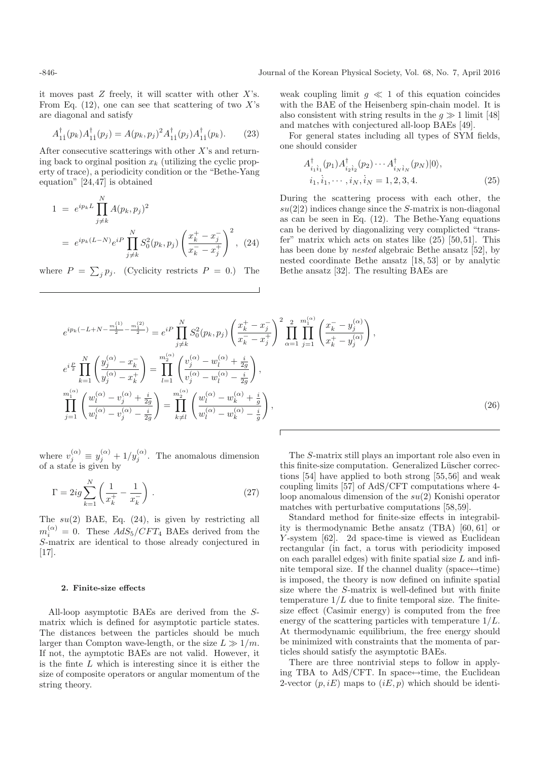it moves past $Z$ freely, it will scatter with other $X$'s. From Eq. (12), one can see that scattering of two $X$'s are diagonal and satisfy

$$A^{\dagger}_{1\dot{1}}(p_k)A^{\dagger}_{1\dot{1}}(p_j) = A(p_k, p_j)^2 A^{\dagger}_{1\dot{1}}(p_j)A^{\dagger}_{1\dot{1}}(p_k). \quad (23)$$

After consecutive scatterings with other $X$'s and returning back to orginal position $x_k$ (utilizing the cyclic property of trace), a periodicity condition or the "Bethe-Yang equation" [24,47] is obtained

$$\begin{aligned} 1 &= e^{ip_k L} \prod_{j\neq k}^{N} A(p_k, p_j)^2 \\ &= e^{ip_k(L-N)} e^{iP} \prod_{j\neq k}^{N} S_0^2(p_k, p_j) \left(\frac{x_k^+ - x_j^-}{x_k^- - x_j^+}\right)^2, \quad (24) \end{aligned}$$

where $P = \sum_j p_j$. (Cyclicity restricts $P = 0$.) The weak coupling limit $g \ll 1$ of this equation coincides with the BAE of the Heisenberg spin-chain model. It is also consistent with string results in the $g \gg 1$ limit [48] and matches with conjectured all-loop BAEs [49].

For general states including all types of SYM fields, one should consider

$$\begin{aligned} &A^{\dagger}_{i_1\dot{i}_1}(p_1)A^{\dagger}_{i_2\dot{i}_2}(p_2)\cdots A^{\dagger}_{i_N\dot{i}_N}(p_N)|0\rangle, \\ &i_1, \dot{i}_1, \cdots, i_N, \dot{i}_N = 1, 2, 3, 4. \end{aligned} \quad (25)$$

During the scattering process with each other, the $su(2|2)$ indices change since the $S$-matrix is non-diagonal as can be seen in Eq. (12). The Bethe-Yang equations can be derived by diagonalizing very complicted "transfer" matrix which acts on states like (25) [50,51]. This has been done by *nested* algebraic Bethe ansatz [52], by nested coordinate Bethe ansatz [18,53] or by analytic Bethe ansatz [32]. The resulting BAEs are

$$\begin{aligned} &e^{ip_k(-L+N-\frac{m_1^{(1)}}{2}-\frac{m_1^{(2)}}{2})} = e^{iP} \prod_{j\neq k}^{N} S_0^2(p_k, p_j) \left(\frac{x_k^+ - x_j^-}{x_k^- - x_j^+}\right)^2 \prod_{\alpha=1}^{2}\prod_{j=1}^{m_1^{(\alpha)}} \left(\frac{x_k^- - y_j^{(\alpha)}}{x_k^+ - y_j^{(\alpha)}}\right), \\ &e^{i\frac{P}{2}} \prod_{k=1}^{N} \left(\frac{y_j^{(\alpha)} - x_k^-}{y_j^{(\alpha)} - x_k^+}\right) = \prod_{l=1}^{m_2^{(\alpha)}} \left(\frac{v_j^{(\alpha)} - w_l^{(\alpha)} + \frac{i}{2g}}{v_j^{(\alpha)} - w_l^{(\alpha)} - \frac{i}{2g}}\right), \\ &\prod_{j=1}^{m_1^{(\alpha)}} \left(\frac{w_l^{(\alpha)} - v_j^{(\alpha)} + \frac{i}{2g}}{w_l^{(\alpha)} - v_j^{(\alpha)} - \frac{i}{2g}}\right) = \prod_{k\neq l}^{m_2^{(\alpha)}} \left(\frac{w_l^{(\alpha)} - w_k^{(\alpha)} + \frac{i}{g}}{w_l^{(\alpha)} - w_k^{(\alpha)} - \frac{i}{g}}\right), \end{aligned} \quad (26)$$

where $v_j^{(\alpha)} \equiv y_j^{(\alpha)} + 1/y_j^{(\alpha)}$. The anomalous dimension of a state is given by

$$\Gamma = 2ig \sum_{k=1}^{N} \left(\frac{1}{x_k^+} - \frac{1}{x_k^-}\right). \quad (27)$$

The $su(2)$ BAE, Eq. (24), is given by restricting all $m_i^{(\alpha)} = 0$. These $AdS_5/CFT_4$ BAEs derived from the $S$-matrix are identical to those already conjectured in [17].

#### 2. Finite-size effects

All-loop asymptotic BAEs are derived from the $S$-matrix which is defined for asymptotic particle states. The distances between the particles should be much larger than Compton wave-length, or the size $L \gg 1/m$. If not, the aymptotic BAEs are not valid. However, it is the finte $L$ which is interesting since it is either the size of composite operators or angular momentum of the string theory.

The $S$-matrix still plays an important role also even in this finite-size computation. Generalized Lüscher corrections [54] have applied to both strong [55,56] and weak coupling limits [57] of AdS/CFT computations where 4-loop anomalous dimension of the $su(2)$ Konishi operator matches with perturbative computations [58,59].

Standard method for finite-size effects in integrability is thermodynamic Bethe ansatz (TBA) [60,61] or $Y$-system [62]. 2d space-time is viewed as Euclidean rectangular (in fact, a torus with periodicity imposed on each parallel edges) with finite spatial size $L$ and infinite temporal size. If the channel duality (space↔time) is imposed, the theory is now defined on infinite spatial size where the $S$-matrix is well-defined but with finite temperature $1/L$ due to finite temporal size. The finite-size effect (Casimir energy) is computed from the free energy of the scattering particles with temperature $1/L$. At thermodynamic equilibrium, the free energy should be minimized with constraints that the momenta of particles should satisfy the asymptotic BAEs.

There are three nontrivial steps to follow in applying TBA to AdS/CFT. In space↔time, the Euclidean 2-vector $(p, iE)$ maps to $(iE, p)$ which should be identi-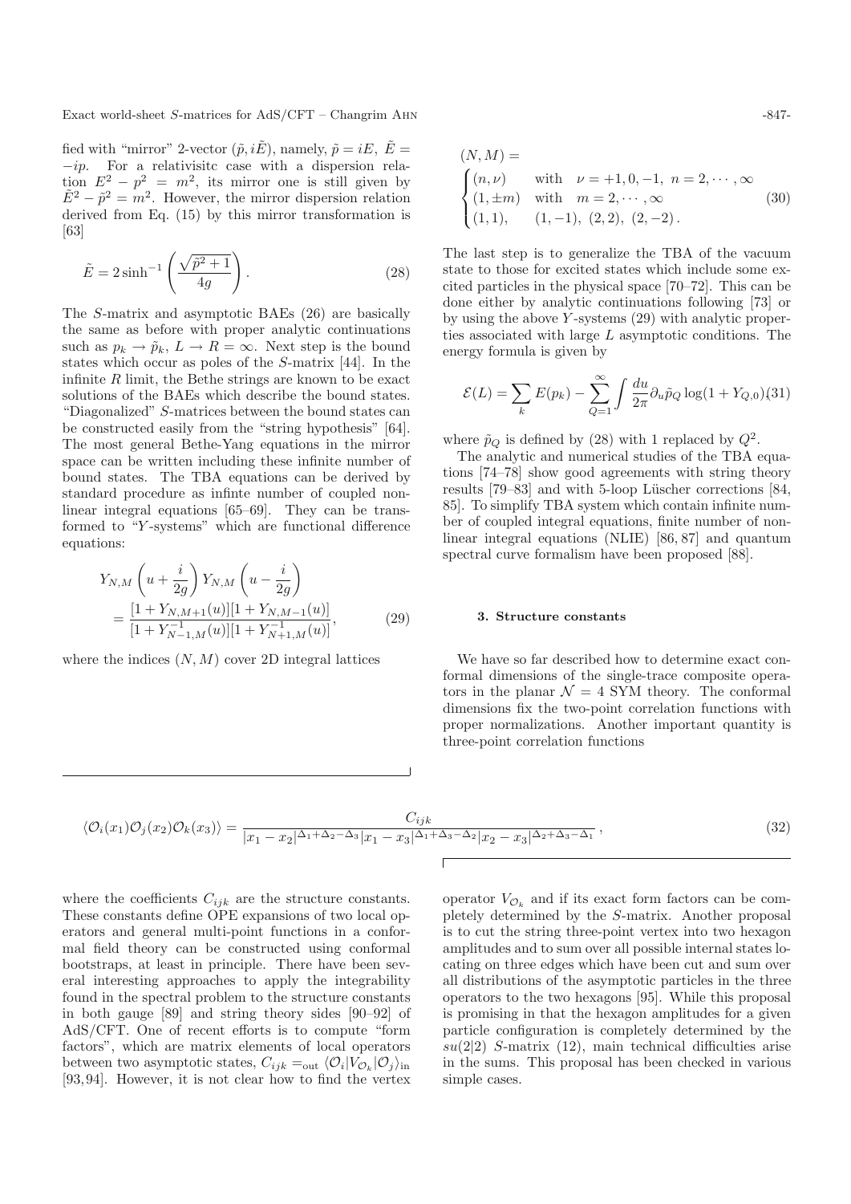fied with "mirror" 2-vector $(\tilde{p}, i\tilde{E})$, namely, $\tilde{p} = iE$, $\tilde{E} = -ip$. For a relativisitc case with a dispersion relation $E^2 - p^2 = m^2$, its mirror one is still given by $\tilde{E}^2 - \tilde{p}^2 = m^2$. However, the mirror dispersion relation derived from Eq. (15) by this mirror transformation is [63]

$$\tilde{E} = 2\sinh^{-1}\left(\frac{\sqrt{\tilde{p}^2+1}}{4g}\right). \tag{28}$$

The $S$-matrix and asymptotic BAEs (26) are basically the same as before with proper analytic continuations such as $p_k \to \tilde{p}_k$, $L \to R = \infty$. Next step is the bound states which occur as poles of the $S$-matrix [44]. In the infinite $R$ limit, the Bethe strings are known to be exact solutions of the BAEs which describe the bound states. "Diagonalized" $S$-matrices between the bound states can be constructed easily from the "string hypothesis" [64]. The most general Bethe-Yang equations in the mirror space can be written including these infinite number of bound states. The TBA equations can be derived by standard procedure as infinte number of coupled nonlinear integral equations [65–69]. They can be transformed to "$Y$-systems" which are functional difference equations:

$$\begin{aligned}
&Y_{N,M}\left(u+\frac{i}{2g}\right)Y_{N,M}\left(u-\frac{i}{2g}\right) \\
&= \frac{[1+Y_{N,M+1}(u)][1+Y_{N,M-1}(u)]}{[1+Y^{-1}_{N-1,M}(u)][1+Y^{-1}_{N+1,M}(u)]},
\end{aligned} \tag{29}$$

where the indices $(N, M)$ cover 2D integral lattices

$$(N,M) = \begin{cases} (n,\nu) & \text{with} \quad \nu = +1, 0, -1,\ n = 2, \cdots, \infty \\ (1, \pm m) & \text{with} \quad m = 2, \cdots, \infty \\ (1,1), & (1,-1),\ (2,2),\ (2,-2)\,. \end{cases} \tag{30}$$

The last step is to generalize the TBA of the vacuum state to those for excited states which include some excited particles in the physical space [70–72]. This can be done either by analytic continuations following [73] or by using the above $Y$-systems (29) with analytic properties associated with large $L$ asymptotic conditions. The energy formula is given by

$$\mathcal{E}(L) = \sum_k E(p_k) - \sum_{Q=1}^{\infty}\int \frac{du}{2\pi}\partial_u \tilde{p}_Q \log(1+Y_{Q,0}), \tag{31}$$

where $\tilde{p}_Q$ is defined by (28) with 1 replaced by $Q^2$.

The analytic and numerical studies of the TBA equations [74–78] show good agreements with string theory results [79–83] and with 5-loop Lüscher corrections [84, 85]. To simplify TBA system which contain infinite number of coupled integral equations, finite number of nonlinear integral equations (NLIE) [86, 87] and quantum spectral curve formalism have been proposed [88].

### 3. Structure constants

We have so far described how to determine exact conformal dimensions of the single-trace composite operators in the planar $\mathcal{N} = 4$ SYM theory. The conformal dimensions fix the two-point correlation functions with proper normalizations. Another important quantity is three-point correlation functions

$$\langle \mathcal{O}_i(x_1)\mathcal{O}_j(x_2)\mathcal{O}_k(x_3)\rangle = \frac{C_{ijk}}{|x_1-x_2|^{\Delta_1+\Delta_2-\Delta_3}|x_1-x_3|^{\Delta_1+\Delta_3-\Delta_2}|x_2-x_3|^{\Delta_2+\Delta_3-\Delta_1}}, \tag{32}$$

where the coefficients $C_{ijk}$ are the structure constants. These constants define OPE expansions of two local operators and general multi-point functions in a conformal field theory can be constructed using conformal bootstraps, at least in principle. There have been several interesting approaches to apply the integrability found in the spectral problem to the structure constants in both gauge [89] and string theory sides [90–92] of AdS/CFT. One of recent efforts is to compute "form factors", which are matrix elements of local operators between two asymptotic states, $C_{ijk} = {}_{\text{out}}\langle \mathcal{O}_i|V_{\mathcal{O}_k}|\mathcal{O}_j\rangle_{\text{in}}$ [93, 94]. However, it is not clear how to find the vertex operator $V_{\mathcal{O}_k}$ and if its exact form factors can be completely determined by the $S$-matrix. Another proposal is to cut the string three-point vertex into two hexagon amplitudes and to sum over all possible internal states locating on three edges which have been cut and sum over all distributions of the asymptotic particles in the three operators to the two hexagons [95]. While this proposal is promising in that the hexagon amplitudes for a given particle configuration is completely determined by the $su(2|2)$ $S$-matrix (12), main technical difficulties arise in the sums. This proposal has been checked in various simple cases.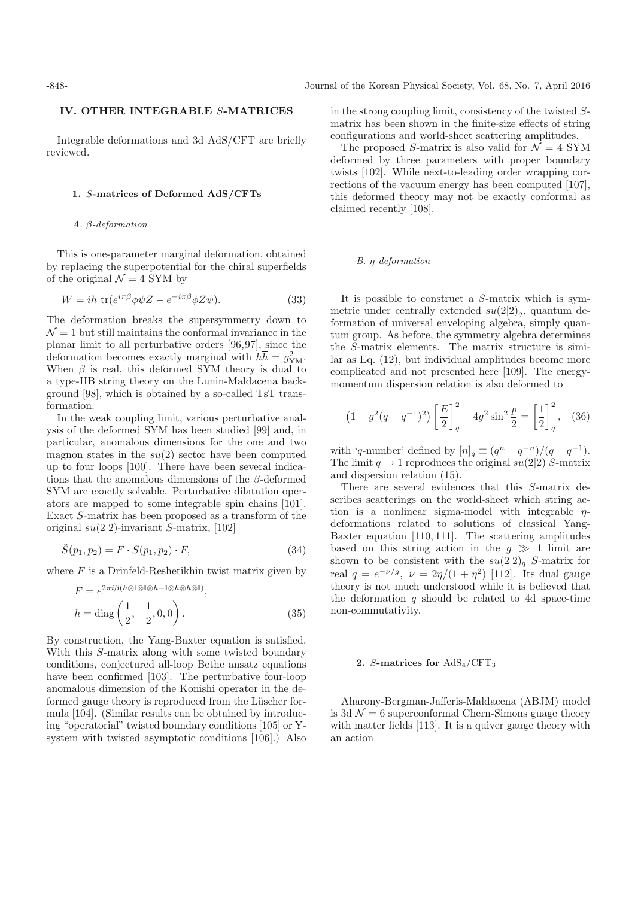## IV. OTHER INTEGRABLE $S$-MATRICES

Integrable deformations and 3d AdS/CFT are briefly reviewed.

### 1. $S$-matrices of Deformed AdS/CFTs

*A. β-deformation*

This is one-parameter marginal deformation, obtained by replacing the superpotential for the chiral superfields of the original $\mathcal{N}=4$ SYM by

$$W = ih\ \mathrm{tr}(e^{i\pi\beta}\phi\psi Z - e^{-i\pi\beta}\phi Z\psi). \tag{33}$$

The deformation breaks the supersymmetry down to $\mathcal{N}=1$ but still maintains the conformal invariance in the planar limit to all perturbative orders [96,97], since the deformation becomes exactly marginal with $h\bar{h} = g_{\mathrm{YM}}^2$. When $\beta$ is real, this deformed SYM theory is dual to a type-IIB string theory on the Lunin-Maldacena background [98], which is obtained by a so-called TsT transformation.

In the weak coupling limit, various perturbative analysis of the deformed SYM has been studied [99] and, in particular, anomalous dimensions for the one and two magnon states in the $su(2)$ sector have been computed up to four loops [100]. There have been several indications that the anomalous dimensions of the $\beta$-deformed SYM are exactly solvable. Perturbative dilatation operators are mapped to some integrable spin chains [101]. Exact $S$-matrix has been proposed as a transform of the original $su(2|2)$-invariant $S$-matrix, [102]

$$\tilde{S}(p_1,p_2) = F\cdot S(p_1,p_2)\cdot F, \tag{34}$$

where $F$ is a Drinfeld-Reshetikhin twist matrix given by

$$F = e^{2\pi i\beta(h\otimes\mathbb{I}\otimes\mathbb{I}\otimes h - \mathbb{I}\otimes h\otimes h\otimes\mathbb{I})},$$
$$h = \mathrm{diag}\left(\frac{1}{2},-\frac{1}{2},0,0\right). \tag{35}$$

By construction, the Yang-Baxter equation is satisfied. With this $S$-matrix along with some twisted boundary conditions, conjectured all-loop Bethe ansatz equations have been confirmed [103]. The perturbative four-loop anomalous dimension of the Konishi operator in the deformed gauge theory is reproduced from the Lüscher formula [104]. (Similar results can be obtained by introducing "operatorial" twisted boundary conditions [105] or Y-system with twisted asymptotic conditions [106].) Also in the strong coupling limit, consistency of the twisted $S$-matrix has been shown in the finite-size effects of string configurations and world-sheet scattering amplitudes.

The proposed $S$-matrix is also valid for $\mathcal{N}=4$ SYM deformed by three parameters with proper boundary twists [102]. While next-to-leading order wrapping corrections of the vacuum energy has been computed [107], this deformed theory may not be exactly conformal as claimed recently [108].

*B. η-deformation*

It is possible to construct a $S$-matrix which is symmetric under centrally extended $su(2|2)_q$, quantum deformation of universal enveloping algebra, simply quantum group. As before, the symmetry algebra determines the $S$-matrix elements. The matrix structure is similar as Eq. (12), but individual amplitudes become more complicated and not presented here [109]. The energy-momentum dispersion relation is also deformed to

$$\left(1-g^2(q-q^{-1})^2\right)\left[\frac{E}{2}\right]_q^2 - 4g^2\sin^2\frac{p}{2} = \left[\frac{1}{2}\right]_q^2, \tag{36}$$

with '$q$-number' defined by $[n]_q \equiv (q^n - q^{-n})/(q-q^{-1})$. The limit $q\to 1$ reproduces the original $su(2|2)$ $S$-matrix and dispersion relation (15).

There are several evidences that this $S$-matrix describes scatterings on the world-sheet which string action is a nonlinear sigma-model with integrable $\eta$-deformations related to solutions of classical Yang-Baxter equation [110, 111]. The scattering amplitudes based on this string action in the $g \gg 1$ limit are shown to be consistent with the $su(2|2)_q$ $S$-matrix for real $q = e^{-\nu/g}$, $\nu = 2\eta/(1+\eta^2)$ [112]. Its dual gauge theory is not much understood while it is believed that the deformation $q$ should be related to 4d space-time non-commutativity.

### 2. $S$-matrices for $\mathrm{AdS}_4/\mathrm{CFT}_3$

Aharony-Bergman-Jafferis-Maldacena (ABJM) model is 3d $\mathcal{N}=6$ superconformal Chern-Simons guage theory with matter fields [113]. It is a quiver gauge theory with an action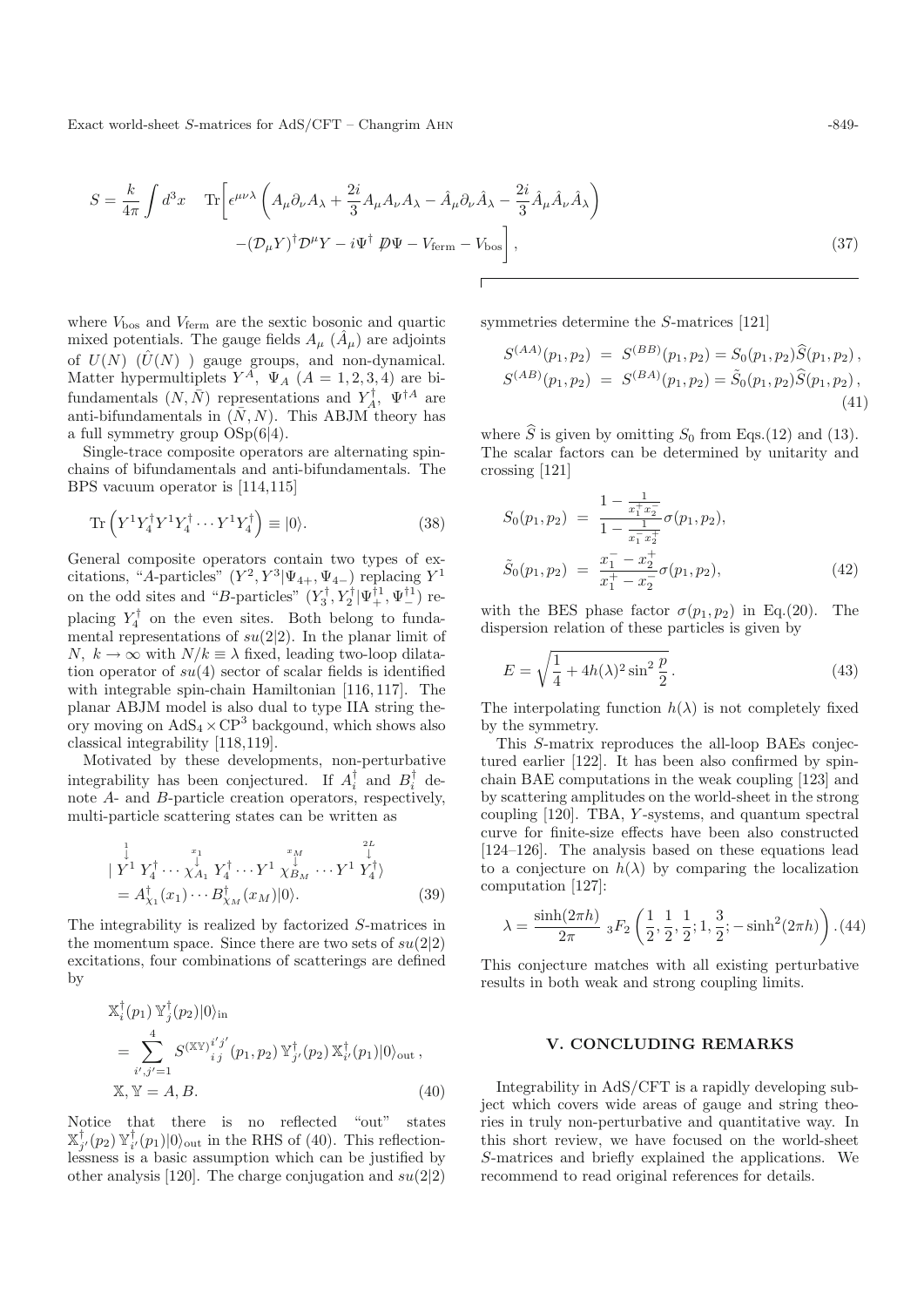$$S = \frac{k}{4\pi}\int d^3x \quad \mathrm{Tr}\Bigg[\epsilon^{\mu\nu\lambda}\left(A_\mu\partial_\nu A_\lambda + \frac{2i}{3}A_\mu A_\nu A_\lambda - \hat{A}_\mu\partial_\nu\hat{A}_\lambda - \frac{2i}{3}\hat{A}_\mu\hat{A}_\nu\hat{A}_\lambda\right)$$
$$-(\mathcal{D}_\mu Y)^\dagger\mathcal{D}^\mu Y - i\Psi^\dagger \not{D}\Psi - V_{\mathrm{ferm}} - V_{\mathrm{bos}}\Bigg], \tag{37}$$

where $V_{\mathrm{bos}}$ and $V_{\mathrm{ferm}}$ are the sextic bosonic and quartic mixed potentials. The gauge fields $A_\mu$ ($\hat{A}_\mu$) are adjoints of $U(N)$ ($\hat{U}(N)$ ) gauge groups, and non-dynamical. Matter hypermultiplets $Y^A$, $\Psi_A$ ($A = 1,2,3,4$) are bi-fundamentals $(N,\bar{N})$ representations and $Y_A^\dagger$, $\Psi^{\dagger A}$ are anti-bifundamentals in $(\bar{N},N)$. This ABJM theory has a full symmetry group $\mathrm{OSp}(6|4)$.

Single-trace composite operators are alternating spin-chains of bifundamentals and anti-bifundamentals. The BPS vacuum operator is [114,115]

$$\mathrm{Tr}\left(Y^1Y_4^\dagger Y^1Y_4^\dagger\cdots Y^1Y_4^\dagger\right) \equiv |0\rangle. \tag{38}$$

General composite operators contain two types of excitations, "$A$-particles" $(Y^2,Y^3|\Psi_{4+},\Psi_{4-})$ replacing $Y^1$ on the odd sites and "$B$-particles" $(Y_3^\dagger,Y_2^\dagger|\Psi_+^{\dagger 1},\Psi_-^{\dagger 1})$ replacing $Y_4^\dagger$ on the even sites. Both belong to fundamental representations of $su(2|2)$. In the planar limit of $N$, $k\to\infty$ with $N/k \equiv \lambda$ fixed, leading two-loop dilatation operator of $su(4)$ sector of scalar fields is identified with integrable spin-chain Hamiltonian [116,117]. The planar ABJM model is also dual to type IIA string theory moving on $\mathrm{AdS}_4\times\mathrm{CP}^3$ backgound, which shows also classical integrability [118,119].

Motivated by these developments, non-perturbative integrability has been conjectured. If $A_i^\dagger$ and $B_i^\dagger$ denote $A$- and $B$-particle creation operators, respectively, multi-particle scattering states can be written as

$$|\overset{1}{\underset{\downarrow}{}}{Y^1}\, Y_4^\dagger\cdots \overset{x_1}{\underset{\downarrow}{}}{\chi_{A_1}}\, Y_4^\dagger\cdots Y^1\, \overset{x_M}{\underset{\downarrow}{}}{\chi_{B_M}}\cdots Y^1\, \overset{2L}{\underset{\downarrow}{}}{Y_4^\dagger}\rangle$$
$$= A_{\chi_1}^\dagger(x_1)\cdots B_{\chi_M}^\dagger(x_M)|0\rangle. \tag{39}$$

The integrability is realized by factorized $S$-matrices in the momentum space. Since there are two sets of $su(2|2)$ excitations, four combinations of scatterings are defined by

$$\mathbb{X}_i^\dagger(p_1)\,\mathbb{Y}_j^\dagger(p_2)|0\rangle_{\mathrm{in}}$$
$$= \sum_{i',j'=1}^{4} S^{(\mathbb{XY})}{}_{i\,j}^{i'j'}(p_1,p_2)\,\mathbb{Y}_{j'}^\dagger(p_2)\,\mathbb{X}_{i'}^\dagger(p_1)|0\rangle_{\mathrm{out}},$$
$$\mathbb{X},\mathbb{Y} = A,B. \tag{40}$$

Notice that there is no reflected "out" states $\mathbb{X}_{j'}^\dagger(p_2)\,\mathbb{Y}_{i'}^\dagger(p_1)|0\rangle_{\mathrm{out}}$ in the RHS of (40). This reflectionlessness is a basic assumption which can be justified by other analysis [120]. The charge conjugation and $su(2|2)$ symmetries determine the $S$-matrices [121]

$$S^{(AA)}(p_1,p_2) = S^{(BB)}(p_1,p_2) = S_0(p_1,p_2)\widehat{S}(p_1,p_2),$$
$$S^{(AB)}(p_1,p_2) = S^{(BA)}(p_1,p_2) = \tilde{S}_0(p_1,p_2)\widehat{S}(p_1,p_2), \tag{41}$$

where $\widehat{S}$ is given by omitting $S_0$ from Eqs.(12) and (13). The scalar factors can be determined by unitarity and crossing [121]

$$S_0(p_1,p_2) = \frac{1-\frac{1}{x_1^+x_2^-}}{1-\frac{1}{x_1^-x_2^+}}\sigma(p_1,p_2),$$
$$\tilde{S}_0(p_1,p_2) = \frac{x_1^- - x_2^+}{x_1^+ - x_2^-}\sigma(p_1,p_2), \tag{42}$$

with the BES phase factor $\sigma(p_1,p_2)$ in Eq.(20). The dispersion relation of these particles is given by

$$E = \sqrt{\frac{1}{4} + 4h(\lambda)^2\sin^2\frac{p}{2}}. \tag{43}$$

The interpolating function $h(\lambda)$ is not completely fixed by the symmetry.

This $S$-matrix reproduces the all-loop BAEs conjectured earlier [122]. It has been also confirmed by spin-chain BAE computations in the weak coupling [123] and by scattering amplitudes on the world-sheet in the strong coupling [120]. TBA, $Y$-systems, and quantum spectral curve for finite-size effects have been also constructed [124–126]. The analysis based on these equations lead to a conjecture on $h(\lambda)$ by comparing the localization computation [127]:

$$\lambda = \frac{\sinh(2\pi h)}{2\pi}\ {}_3F_2\left(\frac{1}{2},\frac{1}{2},\frac{1}{2};1,\frac{3}{2};-\sinh^2(2\pi h)\right). \tag{44}$$

This conjecture matches with all existing perturbative results in both weak and strong coupling limits.

## V. CONCLUDING REMARKS

Integrability in AdS/CFT is a rapidly developing subject which covers wide areas of gauge and string theories in truly non-perturbative and quantitative way. In this short review, we have focused on the world-sheet $S$-matrices and briefly explained the applications. We recommend to read original references for details.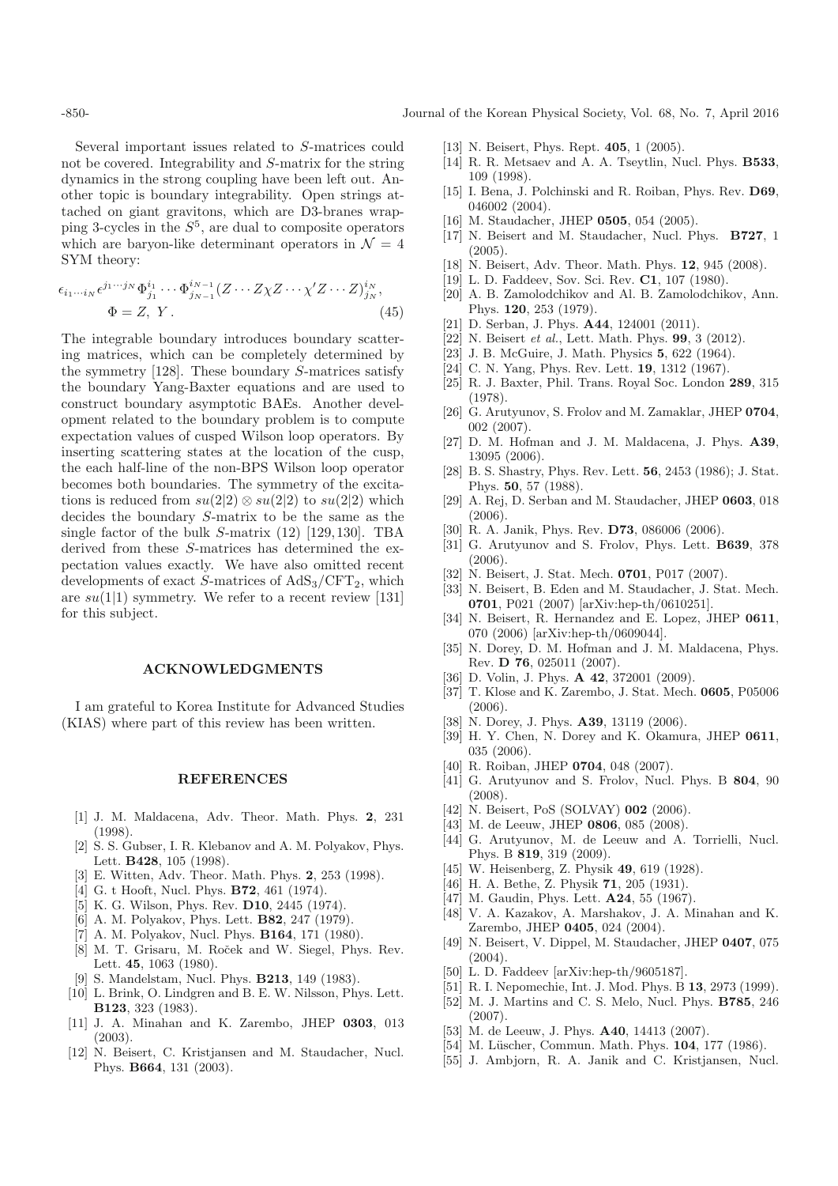Several important issues related to $S$-matrices could not be covered. Integrability and $S$-matrix for the string dynamics in the strong coupling have been left out. Another topic is boundary integrability. Open strings attached on giant gravitons, which are D3-branes wrapping 3-cycles in the $S^5$, are dual to composite operators which are baryon-like determinant operators in $\mathcal{N} = 4$ SYM theory:

$$\epsilon_{i_1\cdots i_N}\epsilon^{j_1\cdots j_N}\Phi^{i_1}_{j_1}\cdots\Phi^{i_{N-1}}_{j_{N-1}}(Z\cdots Z\chi Z\cdots\chi' Z\cdots Z)^{i_N}_{j_N},$$
$$\Phi = Z,\ Y\,. \tag{45}$$

The integrable boundary introduces boundary scattering matrices, which can be completely determined by the symmetry [128]. These boundary $S$-matrices satisfy the boundary Yang-Baxter equations and are used to construct boundary asymptotic BAEs. Another development related to the boundary problem is to compute expectation values of cusped Wilson loop operators. By inserting scattering states at the location of the cusp, the each half-line of the non-BPS Wilson loop operator becomes both boundaries. The symmetry of the excitations is reduced from $su(2|2)\otimes su(2|2)$ to $su(2|2)$ which decides the boundary $S$-matrix to be the same as the single factor of the bulk $S$-matrix (12) [129,130]. TBA derived from these $S$-matrices has determined the expectation values exactly. We have also omitted recent developments of exact $S$-matrices of $\mathrm{AdS}_3/\mathrm{CFT}_2$, which are $su(1|1)$ symmetry. We refer to a recent review [131] for this subject.

## ACKNOWLEDGMENTS

I am grateful to Korea Institute for Advanced Studies (KIAS) where part of this review has been written.

## REFERENCES

[1] J. M. Maldacena, Adv. Theor. Math. Phys. **2**, 231 (1998).
[2] S. S. Gubser, I. R. Klebanov and A. M. Polyakov, Phys. Lett. **B428**, 105 (1998).
[3] E. Witten, Adv. Theor. Math. Phys. **2**, 253 (1998).
[4] G. t Hooft, Nucl. Phys. **B72**, 461 (1974).
[5] K. G. Wilson, Phys. Rev. **D10**, 2445 (1974).
[6] A. M. Polyakov, Phys. Lett. **B82**, 247 (1979).
[7] A. M. Polyakov, Nucl. Phys. **B164**, 171 (1980).
[8] M. T. Grisaru, M. Roček and W. Siegel, Phys. Rev. Lett. **45**, 1063 (1980).
[9] S. Mandelstam, Nucl. Phys. **B213**, 149 (1983).
[10] L. Brink, O. Lindgren and B. E. W. Nilsson, Phys. Lett. **B123**, 323 (1983).
[11] J. A. Minahan and K. Zarembo, JHEP **0303**, 013 (2003).
[12] N. Beisert, C. Kristjansen and M. Staudacher, Nucl. Phys. **B664**, 131 (2003).
[13] N. Beisert, Phys. Rept. **405**, 1 (2005).
[14] R. R. Metsaev and A. A. Tseytlin, Nucl. Phys. **B533**, 109 (1998).
[15] I. Bena, J. Polchinski and R. Roiban, Phys. Rev. **D69**, 046002 (2004).
[16] M. Staudacher, JHEP **0505**, 054 (2005).
[17] N. Beisert and M. Staudacher, Nucl. Phys. **B727**, 1 (2005).
[18] N. Beisert, Adv. Theor. Math. Phys. **12**, 945 (2008).
[19] L. D. Faddeev, Sov. Sci. Rev. **C1**, 107 (1980).
[20] A. B. Zamolodchikov and Al. B. Zamolodchikov, Ann. Phys. **120**, 253 (1979).
[21] D. Serban, J. Phys. **A44**, 124001 (2011).
[22] N. Beisert *et al.*, Lett. Math. Phys. **99**, 3 (2012).
[23] J. B. McGuire, J. Math. Physics **5**, 622 (1964).
[24] C. N. Yang, Phys. Rev. Lett. **19**, 1312 (1967).
[25] R. J. Baxter, Phil. Trans. Royal Soc. London **289**, 315 (1978).
[26] G. Arutyunov, S. Frolov and M. Zamaklar, JHEP **0704**, 002 (2007).
[27] D. M. Hofman and J. M. Maldacena, J. Phys. **A39**, 13095 (2006).
[28] B. S. Shastry, Phys. Rev. Lett. **56**, 2453 (1986); J. Stat. Phys. **50**, 57 (1988).
[29] A. Rej, D. Serban and M. Staudacher, JHEP **0603**, 018 (2006).
[30] R. A. Janik, Phys. Rev. **D73**, 086006 (2006).
[31] G. Arutyunov and S. Frolov, Phys. Lett. **B639**, 378 (2006).
[32] N. Beisert, J. Stat. Mech. **0701**, P017 (2007).
[33] N. Beisert, B. Eden and M. Staudacher, J. Stat. Mech. **0701**, P021 (2007) [arXiv:hep-th/0610251].
[34] N. Beisert, R. Hernandez and E. Lopez, JHEP **0611**, 070 (2006) [arXiv:hep-th/0609044].
[35] N. Dorey, D. M. Hofman and J. M. Maldacena, Phys. Rev. **D 76**, 025011 (2007).
[36] D. Volin, J. Phys. **A 42**, 372001 (2009).
[37] T. Klose and K. Zarembo, J. Stat. Mech. **0605**, P05006 (2006).
[38] N. Dorey, J. Phys. **A39**, 13119 (2006).
[39] H. Y. Chen, N. Dorey and K. Okamura, JHEP **0611**, 035 (2006).
[40] R. Roiban, JHEP **0704**, 048 (2007).
[41] G. Arutyunov and S. Frolov, Nucl. Phys. B **804**, 90 (2008).
[42] N. Beisert, PoS (SOLVAY) **002** (2006).
[43] M. de Leeuw, JHEP **0806**, 085 (2008).
[44] G. Arutyunov, M. de Leeuw and A. Torrielli, Nucl. Phys. B **819**, 319 (2009).
[45] W. Heisenberg, Z. Physik **49**, 619 (1928).
[46] H. A. Bethe, Z. Physik **71**, 205 (1931).
[47] M. Gaudin, Phys. Lett. **A24**, 55 (1967).
[48] V. A. Kazakov, A. Marshakov, J. A. Minahan and K. Zarembo, JHEP **0405**, 024 (2004).
[49] N. Beisert, V. Dippel, M. Staudacher, JHEP **0407**, 075 (2004).
[50] L. D. Faddeev [arXiv:hep-th/9605187].
[51] R. I. Nepomechie, Int. J. Mod. Phys. B **13**, 2973 (1999).
[52] M. J. Martins and C. S. Melo, Nucl. Phys. **B785**, 246 (2007).
[53] M. de Leeuw, J. Phys. **A40**, 14413 (2007).
[54] M. Lüscher, Commun. Math. Phys. **104**, 177 (1986).
[55] J. Ambjorn, R. A. Janik and C. Kristjansen, Nucl.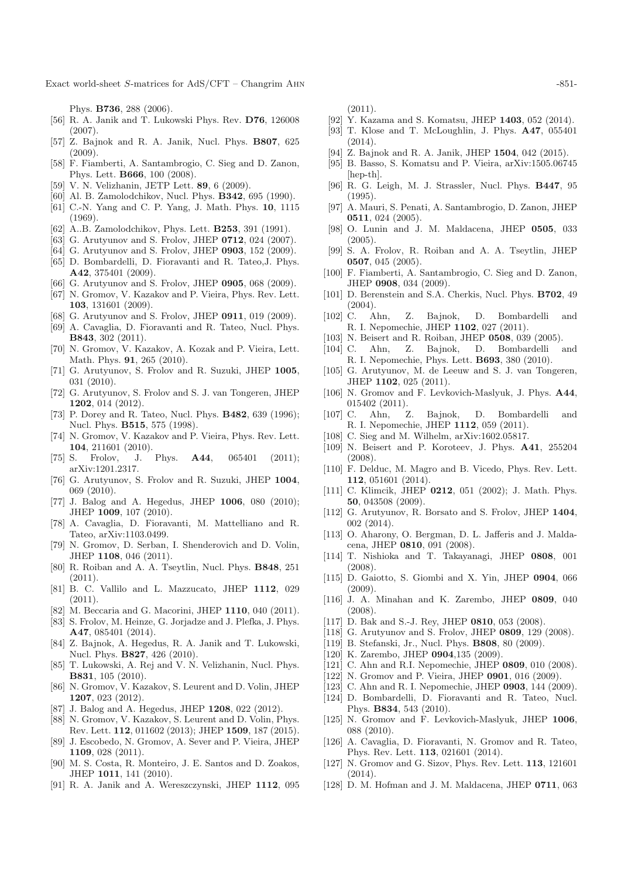Phys. **B736**, 288 (2006).

- [56] R. A. Janik and T. Lukowski Phys. Rev. **D76**, 126008 (2007).
- [57] Z. Bajnok and R. A. Janik, Nucl. Phys. **B807**, 625 (2009).
- [58] F. Fiamberti, A. Santambrogio, C. Sieg and D. Zanon, Phys. Lett. **B666**, 100 (2008).
- [59] V. N. Velizhanin, JETP Lett. **89**, 6 (2009).
- [60] Al. B. Zamolodchikov, Nucl. Phys. **B342**, 695 (1990).
- [61] C.-N. Yang and C. P. Yang, J. Math. Phys. **10**, 1115 (1969).
- [62] A..B. Zamolodchikov, Phys. Lett. **B253**, 391 (1991).
- [63] G. Arutyunov and S. Frolov, JHEP **0712**, 024 (2007).
- [64] G. Arutyunov and S. Frolov, JHEP **0903**, 152 (2009).
- [65] D. Bombardelli, D. Fioravanti and R. Tateo,J. Phys. **A42**, 375401 (2009).
- [66] G. Arutyunov and S. Frolov, JHEP **0905**, 068 (2009).
- [67] N. Gromov, V. Kazakov and P. Vieira, Phys. Rev. Lett. **103**, 131601 (2009).
- [68] G. Arutyunov and S. Frolov, JHEP **0911**, 019 (2009).
- [69] A. Cavaglia, D. Fioravanti and R. Tateo, Nucl. Phys. **B843**, 302 (2011).
- [70] N. Gromov, V. Kazakov, A. Kozak and P. Vieira, Lett. Math. Phys. **91**, 265 (2010).
- [71] G. Arutyunov, S. Frolov and R. Suzuki, JHEP **1005**, 031 (2010).
- [72] G. Arutyunov, S. Frolov and S. J. van Tongeren, JHEP **1202**, 014 (2012).
- [73] P. Dorey and R. Tateo, Nucl. Phys. **B482**, 639 (1996); Nucl. Phys. **B515**, 575 (1998).
- [74] N. Gromov, V. Kazakov and P. Vieira, Phys. Rev. Lett. **104**, 211601 (2010).
- [75] S. Frolov, J. Phys. **A44**, 065401 (2011); arXiv:1201.2317.
- [76] G. Arutyunov, S. Frolov and R. Suzuki, JHEP **1004**, 069 (2010).
- [77] J. Balog and A. Hegedus, JHEP **1006**, 080 (2010); JHEP **1009**, 107 (2010).
- [78] A. Cavaglia, D. Fioravanti, M. Mattelliano and R. Tateo, arXiv:1103.0499.
- [79] N. Gromov, D. Serban, I. Shenderovich and D. Volin, JHEP **1108**, 046 (2011).
- [80] R. Roiban and A. A. Tseytlin, Nucl. Phys. **B848**, 251 (2011).
- [81] B. C. Vallilo and L. Mazzucato, JHEP **1112**, 029 (2011).
- [82] M. Beccaria and G. Macorini, JHEP **1110**, 040 (2011).
- [83] S. Frolov, M. Heinze, G. Jorjadze and J. Plefka, J. Phys. **A47**, 085401 (2014).
- [84] Z. Bajnok, A. Hegedus, R. A. Janik and T. Lukowski, Nucl. Phys. **B827**, 426 (2010).
- [85] T. Lukowski, A. Rej and V. N. Velizhanin, Nucl. Phys. **B831**, 105 (2010).
- [86] N. Gromov, V. Kazakov, S. Leurent and D. Volin, JHEP **1207**, 023 (2012).
- [87] J. Balog and A. Hegedus, JHEP **1208**, 022 (2012).
- [88] N. Gromov, V. Kazakov, S. Leurent and D. Volin, Phys. Rev. Lett. **112**, 011602 (2013); JHEP **1509**, 187 (2015).
- [89] J. Escobedo, N. Gromov, A. Sever and P. Vieira, JHEP **1109**, 028 (2011).
- [90] M. S. Costa, R. Monteiro, J. E. Santos and D. Zoakos, JHEP **1011**, 141 (2010).
- [91] R. A. Janik and A. Wereszczynski, JHEP **1112**, 095 (2011).
- [92] Y. Kazama and S. Komatsu, JHEP **1403**, 052 (2014).
- [93] T. Klose and T. McLoughlin, J. Phys. **A47**, 055401 (2014).
- [94] Z. Bajnok and R. A. Janik, JHEP **1504**, 042 (2015).
- [95] B. Basso, S. Komatsu and P. Vieira, arXiv:1505.06745 [hep-th].
- [96] R. G. Leigh, M. J. Strassler, Nucl. Phys. **B447**, 95 (1995).
- [97] A. Mauri, S. Penati, A. Santambrogio, D. Zanon, JHEP **0511**, 024 (2005).
- [98] O. Lunin and J. M. Maldacena, JHEP **0505**, 033 (2005).
- [99] S. A. Frolov, R. Roiban and A. A. Tseytlin, JHEP **0507**, 045 (2005).
- [100] F. Fiamberti, A. Santambrogio, C. Sieg and D. Zanon, JHEP **0908**, 034 (2009).
- [101] D. Berenstein and S.A. Cherkis, Nucl. Phys. **B702**, 49 (2004).
- [102] C. Ahn, Z. Bajnok, D. Bombardelli and R. I. Nepomechie, JHEP **1102**, 027 (2011).
- [103] N. Beisert and R. Roiban, JHEP **0508**, 039 (2005).
- [104] C. Ahn, Z. Bajnok, D. Bombardelli and R. I. Nepomechie, Phys. Lett. **B693**, 380 (2010).
- [105] G. Arutyunov, M. de Leeuw and S. J. van Tongeren, JHEP **1102**, 025 (2011).
- [106] N. Gromov and F. Levkovich-Maslyuk, J. Phys. **A44**, 015402 (2011).
- [107] C. Ahn, Z. Bajnok, D. Bombardelli and R. I. Nepomechie, JHEP **1112**, 059 (2011).
- [108] C. Sieg and M. Wilhelm, arXiv:1602.05817.
- [109] N. Beisert and P. Koroteev, J. Phys. **A41**, 255204 (2008).
- [110] F. Delduc, M. Magro and B. Vicedo, Phys. Rev. Lett. **112**, 051601 (2014).
- [111] C. Klimcik, JHEP **0212**, 051 (2002); J. Math. Phys. **50**, 043508 (2009).
- [112] G. Arutyunov, R. Borsato and S. Frolov, JHEP **1404**, 002 (2014).
- [113] O. Aharony, O. Bergman, D. L. Jafferis and J. Maldacena, JHEP **0810**, 091 (2008).
- [114] T. Nishioka and T. Takayanagi, JHEP **0808**, 001 (2008).
- [115] D. Gaiotto, S. Giombi and X. Yin, JHEP **0904**, 066 (2009).
- [116] J. A. Minahan and K. Zarembo, JHEP **0809**, 040 (2008).
- [117] D. Bak and S.-J. Rey, JHEP **0810**, 053 (2008).
- [118] G. Arutyunov and S. Frolov, JHEP **0809**, 129 (2008).
- [119] B. Stefanski, Jr., Nucl. Phys. **B808**, 80 (2009).
- [120] K. Zarembo, JHEP **0904**,135 (2009).
- [121] C. Ahn and R.I. Nepomechie, JHEP **0809**, 010 (2008).
- [122] N. Gromov and P. Vieira, JHEP **0901**, 016 (2009).
- [123] C. Ahn and R. I. Nepomechie, JHEP **0903**, 144 (2009).
- [124] D. Bombardelli, D. Fioravanti and R. Tateo, Nucl. Phys. **B834**, 543 (2010).
- [125] N. Gromov and F. Levkovich-Maslyuk, JHEP **1006**, 088 (2010).
- [126] A. Cavaglia, D. Fioravanti, N. Gromov and R. Tateo, Phys. Rev. Lett. **113**, 021601 (2014).
- [127] N. Gromov and G. Sizov, Phys. Rev. Lett. **113**, 121601 (2014).
- [128] D. M. Hofman and J. M. Maldacena, JHEP **0711**, 063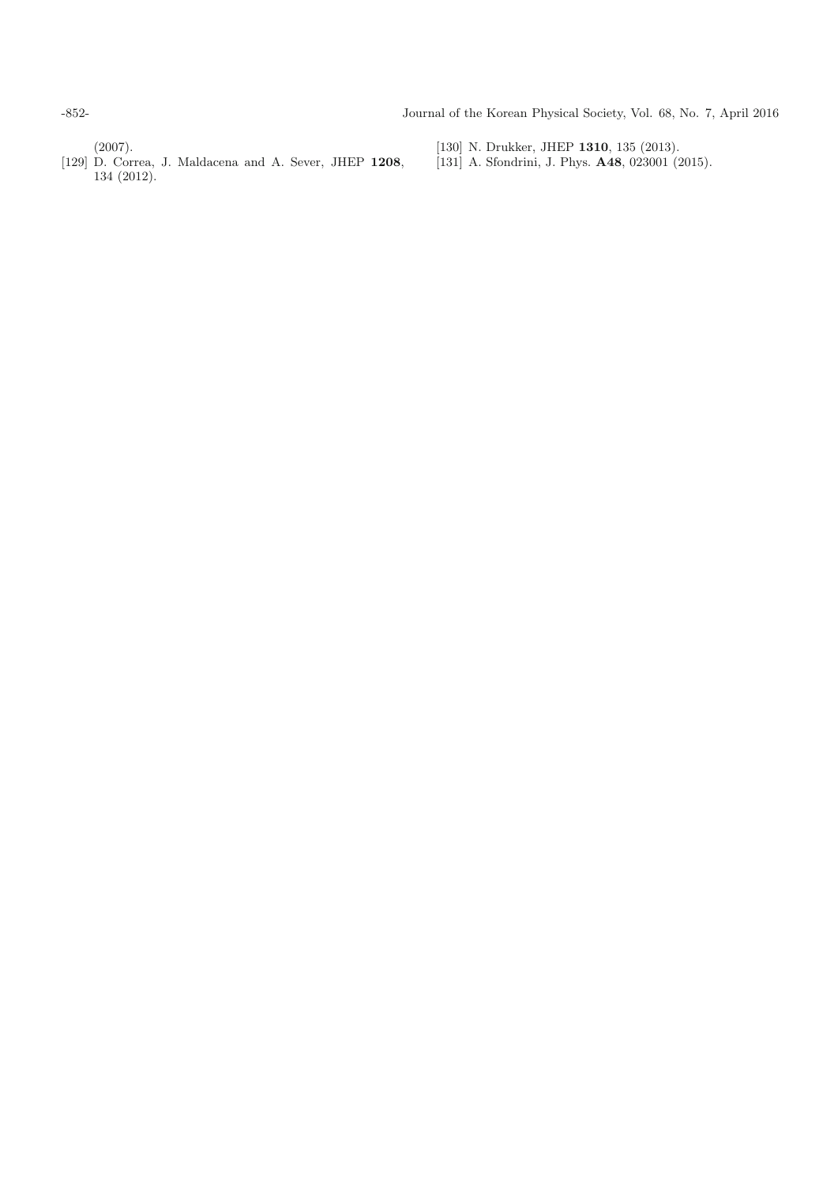(2007).

[129] D. Correa, J. Maldacena and A. Sever, JHEP **1208**, 134 (2012).

[130] N. Drukker, JHEP **1310**, 135 (2013).

[131] A. Sfondrini, J. Phys. **A48**, 023001 (2015).